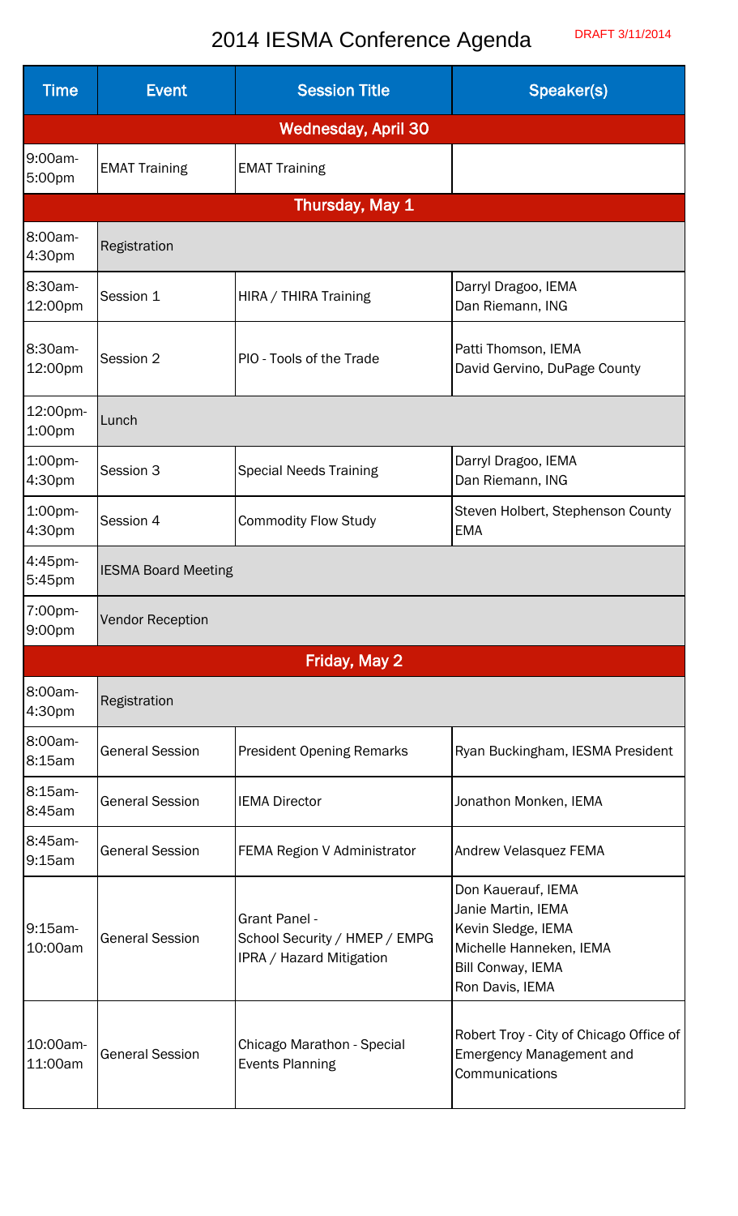# 2014 IESMA Conference Agenda

DRAFT 3/11/2014

| Time | Event | Session Title | Speaker(s) |
|---|---|---|---|
| **Wednesday, April 30** | | | |
| 9:00am-5:00pm | EMAT Training | EMAT Training | |
| **Thursday, May 1** | | | |
| 8:00am-4:30pm | Registration | | |
| 8:30am-12:00pm | Session 1 | HIRA / THIRA Training | Darryl Dragoo, IEMA<br>Dan Riemann, ING |
| 8:30am-12:00pm | Session 2 | PIO - Tools of the Trade | Patti Thomson, IEMA<br>David Gervino, DuPage County |
| 12:00pm-1:00pm | Lunch | | |
| 1:00pm-4:30pm | Session 3 | Special Needs Training | Darryl Dragoo, IEMA<br>Dan Riemann, ING |
| 1:00pm-4:30pm | Session 4 | Commodity Flow Study | Steven Holbert, Stephenson County EMA |
| 4:45pm-5:45pm | IESMA Board Meeting | | |
| 7:00pm-9:00pm | Vendor Reception | | |
| **Friday, May 2** | | | |
| 8:00am-4:30pm | Registration | | |
| 8:00am-8:15am | General Session | President Opening Remarks | Ryan Buckingham, IESMA President |
| 8:15am-8:45am | General Session | IEMA Director | Jonathon Monken, IEMA |
| 8:45am-9:15am | General Session | FEMA Region V Administrator | Andrew Velasquez FEMA |
| 9:15am-10:00am | General Session | Grant Panel -<br>School Security / HMEP / EMPG<br>IPRA / Hazard Mitigation | Don Kauerauf, IEMA<br>Janie Martin, IEMA<br>Kevin Sledge, IEMA<br>Michelle Hanneken, IEMA<br>Bill Conway, IEMA<br>Ron Davis, IEMA |
| 10:00am-11:00am | General Session | Chicago Marathon - Special Events Planning | Robert Troy - City of Chicago Office of Emergency Management and Communications |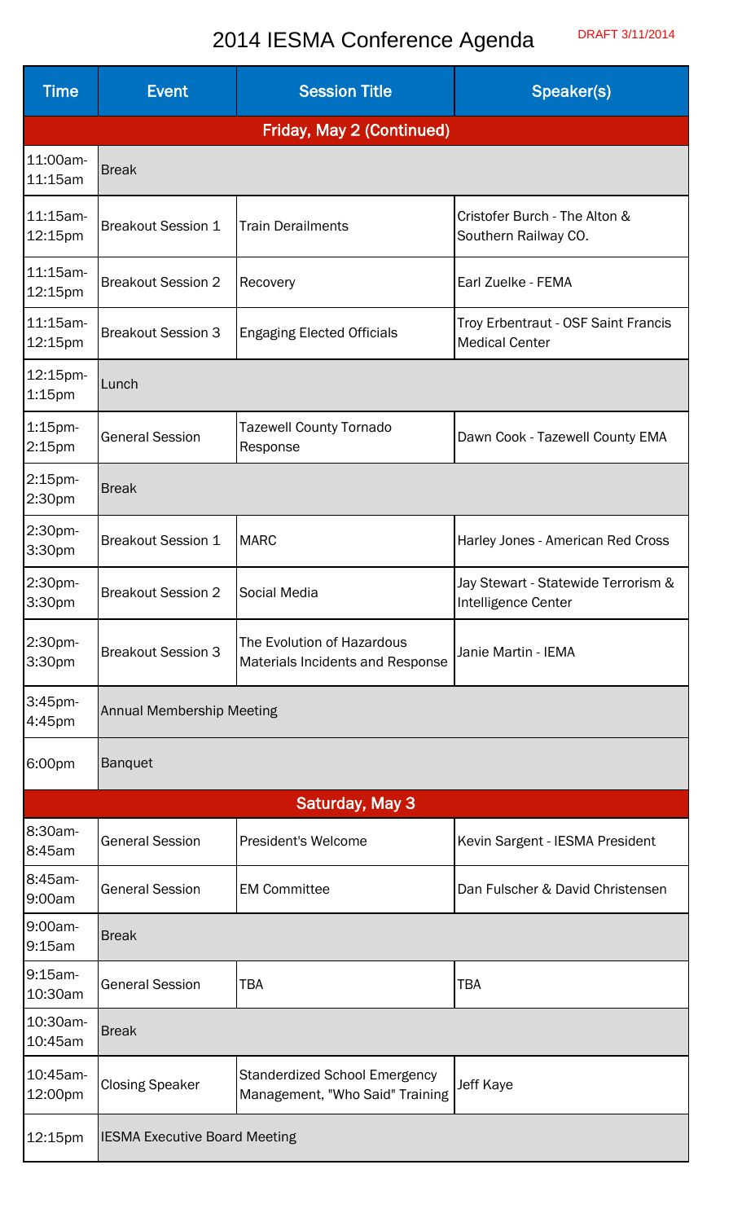# 2014 IESMA Conference Agenda

DRAFT 3/11/2014

| Time | Event | Session Title | Speaker(s) |
|---|---|---|---|
| **Friday, May 2 (Continued)** | | | |
| 11:00am-11:15am | Break | | |
| 11:15am-12:15pm | Breakout Session 1 | Train Derailments | Cristofer Burch - The Alton & Southern Railway CO. |
| 11:15am-12:15pm | Breakout Session 2 | Recovery | Earl Zuelke - FEMA |
| 11:15am-12:15pm | Breakout Session 3 | Engaging Elected Officials | Troy Erbentraut - OSF Saint Francis Medical Center |
| 12:15pm-1:15pm | Lunch | | |
| 1:15pm-2:15pm | General Session | Tazewell County Tornado Response | Dawn Cook - Tazewell County EMA |
| 2:15pm-2:30pm | Break | | |
| 2:30pm-3:30pm | Breakout Session 1 | MARC | Harley Jones - American Red Cross |
| 2:30pm-3:30pm | Breakout Session 2 | Social Media | Jay Stewart - Statewide Terrorism & Intelligence Center |
| 2:30pm-3:30pm | Breakout Session 3 | The Evolution of Hazardous Materials Incidents and Response | Janie Martin - IEMA |
| 3:45pm-4:45pm | Annual Membership Meeting | | |
| 6:00pm | Banquet | | |
| **Saturday, May 3** | | | |
| 8:30am-8:45am | General Session | President's Welcome | Kevin Sargent - IESMA President |
| 8:45am-9:00am | General Session | EM Committee | Dan Fulscher & David Christensen |
| 9:00am-9:15am | Break | | |
| 9:15am-10:30am | General Session | TBA | TBA |
| 10:30am-10:45am | Break | | |
| 10:45am-12:00pm | Closing Speaker | Standerdized School Emergency Management, "Who Said" Training | Jeff Kaye |
| 12:15pm | IESMA Executive Board Meeting | | |